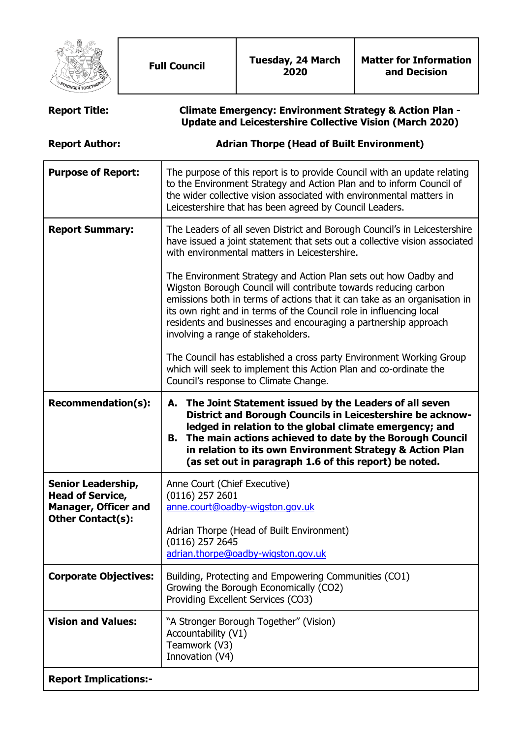| Full Council | Tuesday, 24 March 2020 | Matter for Information and Decision |
|---|---|---|

**Report Title:** **Climate Emergency: Environment Strategy & Action Plan - Update and Leicestershire Collective Vision (March 2020)**

**Report Author:** **Adrian Thorpe (Head of Built Environment)**

| | |
|---|---|
| **Purpose of Report:** | The purpose of this report is to provide Council with an update relating to the Environment Strategy and Action Plan and to inform Council of the wider collective vision associated with environmental matters in Leicestershire that has been agreed by Council Leaders. |
| **Report Summary:** | The Leaders of all seven District and Borough Council's in Leicestershire have issued a joint statement that sets out a collective vision associated with environmental matters in Leicestershire.<br><br>The Environment Strategy and Action Plan sets out how Oadby and Wigston Borough Council will contribute towards reducing carbon emissions both in terms of actions that it can take as an organisation in its own right and in terms of the Council role in influencing local residents and businesses and encouraging a partnership approach involving a range of stakeholders.<br><br>The Council has established a cross party Environment Working Group which will seek to implement this Action Plan and co-ordinate the Council's response to Climate Change. |
| **Recommendation(s):** | **A. The Joint Statement issued by the Leaders of all seven District and Borough Councils in Leicestershire be acknowledged in relation to the global climate emergency; and**<br>**B. The main actions achieved to date by the Borough Council in relation to its own Environment Strategy & Action Plan (as set out in paragraph 1.6 of this report) be noted.** |
| **Senior Leadership, Head of Service, Manager, Officer and Other Contact(s):** | Anne Court (Chief Executive)<br>(0116) 257 2601<br>anne.court@oadby-wigston.gov.uk<br><br>Adrian Thorpe (Head of Built Environment)<br>(0116) 257 2645<br>adrian.thorpe@oadby-wigston.gov.uk |
| **Corporate Objectives:** | Building, Protecting and Empowering Communities (CO1)<br>Growing the Borough Economically (CO2)<br>Providing Excellent Services (CO3) |
| **Vision and Values:** | "A Stronger Borough Together" (Vision)<br>Accountability (V1)<br>Teamwork (V3)<br>Innovation (V4) |
| **Report Implications:-** | |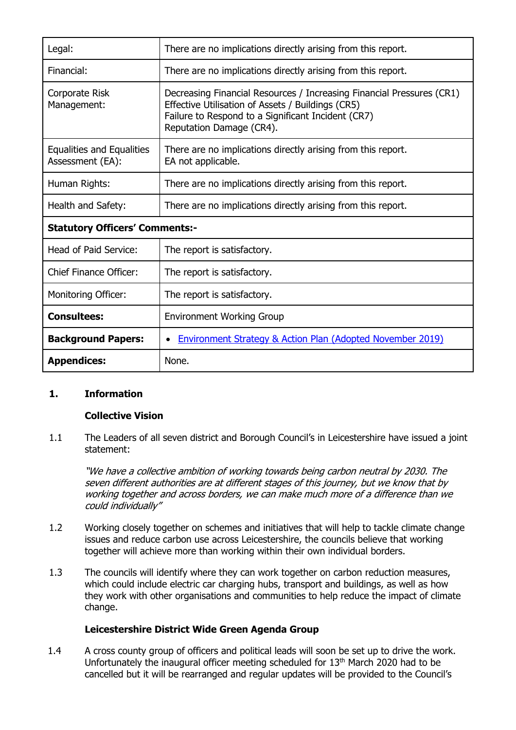| | |
|---|---|
| Legal: | There are no implications directly arising from this report. |
| Financial: | There are no implications directly arising from this report. |
| Corporate Risk Management: | Decreasing Financial Resources / Increasing Financial Pressures (CR1)<br>Effective Utilisation of Assets / Buildings (CR5)<br>Failure to Respond to a Significant Incident (CR7)<br>Reputation Damage (CR4). |
| Equalities and Equalities Assessment (EA): | There are no implications directly arising from this report.<br>EA not applicable. |
| Human Rights: | There are no implications directly arising from this report. |
| Health and Safety: | There are no implications directly arising from this report. |
| **Statutory Officers' Comments:-** | |
| Head of Paid Service: | The report is satisfactory. |
| Chief Finance Officer: | The report is satisfactory. |
| Monitoring Officer: | The report is satisfactory. |
| **Consultees:** | Environment Working Group |
| **Background Papers:** | • Environment Strategy & Action Plan (Adopted November 2019) |
| **Appendices:** | None. |

## 1. Information

### Collective Vision

1.1 The Leaders of all seven district and Borough Council's in Leicestershire have issued a joint statement:

*"We have a collective ambition of working towards being carbon neutral by 2030. The seven different authorities are at different stages of this journey, but we know that by working together and across borders, we can make much more of a difference than we could individually"*

1.2 Working closely together on schemes and initiatives that will help to tackle climate change issues and reduce carbon use across Leicestershire, the councils believe that working together will achieve more than working within their own individual borders.

1.3 The councils will identify where they can work together on carbon reduction measures, which could include electric car charging hubs, transport and buildings, as well as how they work with other organisations and communities to help reduce the impact of climate change.

### Leicestershire District Wide Green Agenda Group

1.4 A cross county group of officers and political leads will soon be set up to drive the work. Unfortunately the inaugural officer meeting scheduled for 13th March 2020 had to be cancelled but it will be rearranged and regular updates will be provided to the Council's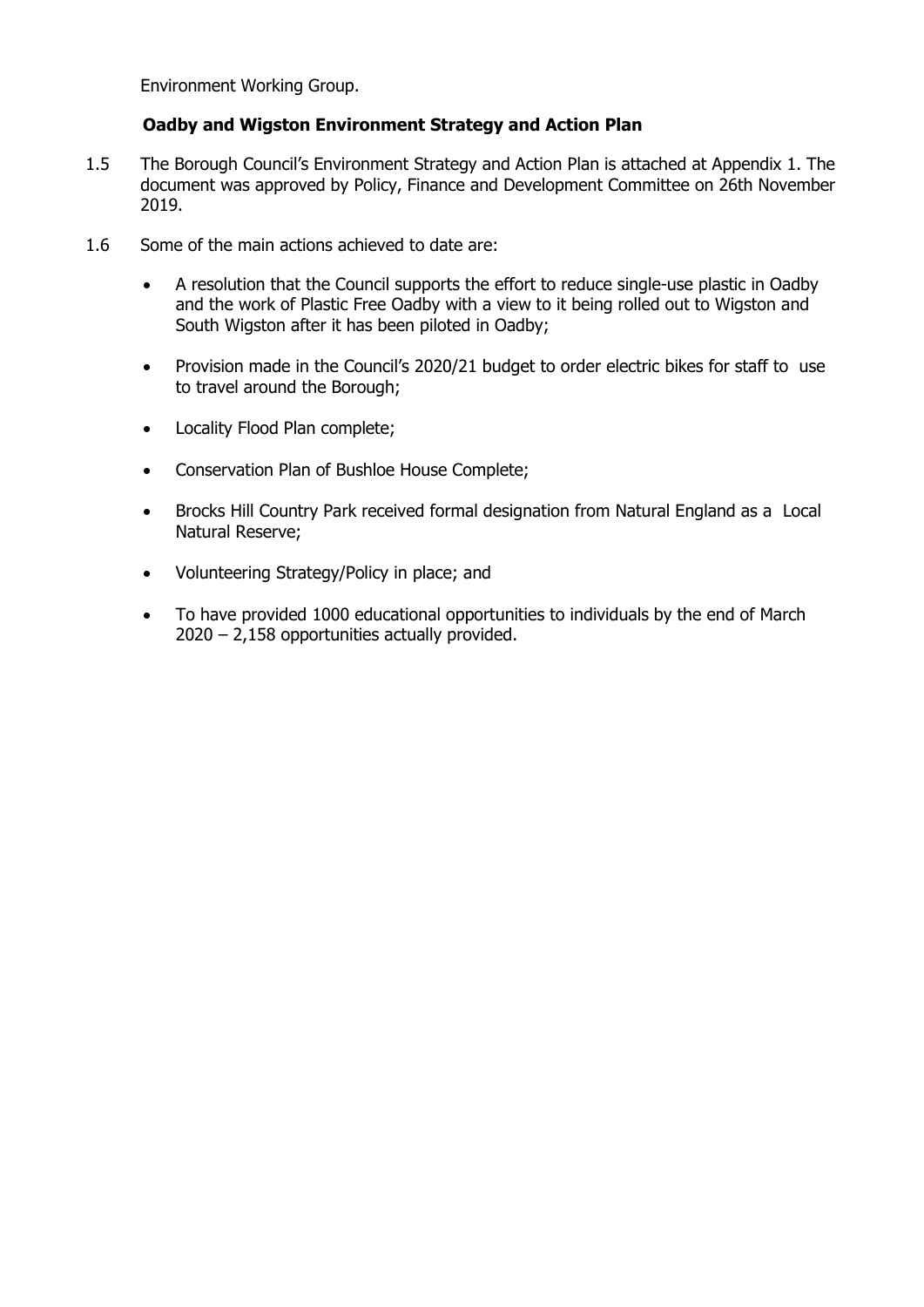Environment Working Group.

**Oadby and Wigston Environment Strategy and Action Plan**

1.5 The Borough Council's Environment Strategy and Action Plan is attached at Appendix 1. The document was approved by Policy, Finance and Development Committee on 26th November 2019.

1.6 Some of the main actions achieved to date are:

- A resolution that the Council supports the effort to reduce single-use plastic in Oadby and the work of Plastic Free Oadby with a view to it being rolled out to Wigston and South Wigston after it has been piloted in Oadby;

- Provision made in the Council's 2020/21 budget to order electric bikes for staff to use to travel around the Borough;

- Locality Flood Plan complete;

- Conservation Plan of Bushloe House Complete;

- Brocks Hill Country Park received formal designation from Natural England as a Local Natural Reserve;

- Volunteering Strategy/Policy in place; and

- To have provided 1000 educational opportunities to individuals by the end of March 2020 – 2,158 opportunities actually provided.